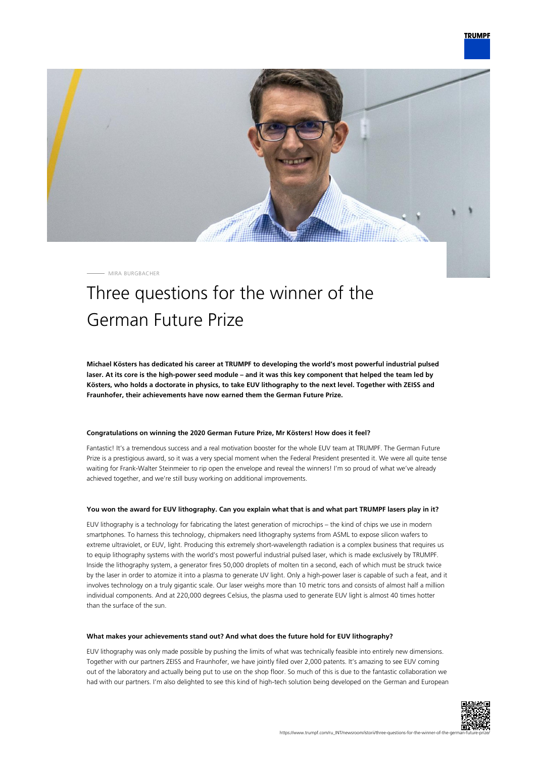MIRA BURGBACHER

# Three questions for the winner of the German Future Prize

**Michael Kösters has dedicated his career at TRUMPF to developing the world's most powerful industrial pulsed laser. At its core is the high-power seed module – and it was this key component that helped the team led by Kösters, who holds a doctorate in physics, to take EUV lithography to the next level. Together with ZEISS and Fraunhofer, their achievements have now earned them the German Future Prize.**

#### Congratulations on winning the 2020 German Future Prize, Mr Kösters! How does it feel?

Fantastic! It's a tremendous success and a real motivation booster for the whole EUV team at TRUMPF. The German Future Prize is a prestigious award, so it was a very special moment when the Federal President presented it. We were all quite tense waiting for Frank-Walter Steinmeier to rip open the envelope and reveal the winners! I'm so proud of what we've already achieved together, and we're still busy working on additional improvements.

#### You won the award for EUV lithography. Can you explain what that is and what part TRUMPF lasers play in it?

EUV lithography is a technology for fabricating the latest generation of microchips – the kind of chips we use in modern smartphones. To harness this technology, chipmakers need lithography systems from ASML to expose silicon wafers to extreme ultraviolet, or EUV, light. Producing this extremely short-wavelength radiation is a complex business that requires us to equip lithography systems with the world's most powerful industrial pulsed laser, which is made exclusively by TRUMPF. Inside the lithography system, a generator fires 50,000 droplets of molten tin a second, each of which must be struck twice by the laser in order to atomize it into a plasma to generate UV light. Only a high-power laser is capable of such a feat, and it involves technology on a truly gigantic scale. Our laser weighs more than 10 metric tons and consists of almost half a million individual components. And at 220,000 degrees Celsius, the plasma used to generate EUV light is almost 40 times hotter than the surface of the sun.

#### What makes your achievements stand out? And what does the future hold for EUV lithography?

EUV lithography was only made possible by pushing the limits of what was technically feasible into entirely new dimensions. Together with our partners ZEISS and Fraunhofer, we have jointly filed over 2,000 patents. It's amazing to see EUV coming out of the laboratory and actually being put to use on the shop floor. So much of this is due to the fantastic collaboration we had with our partners. I'm also delighted to see this kind of high-tech solution being developed on the German and European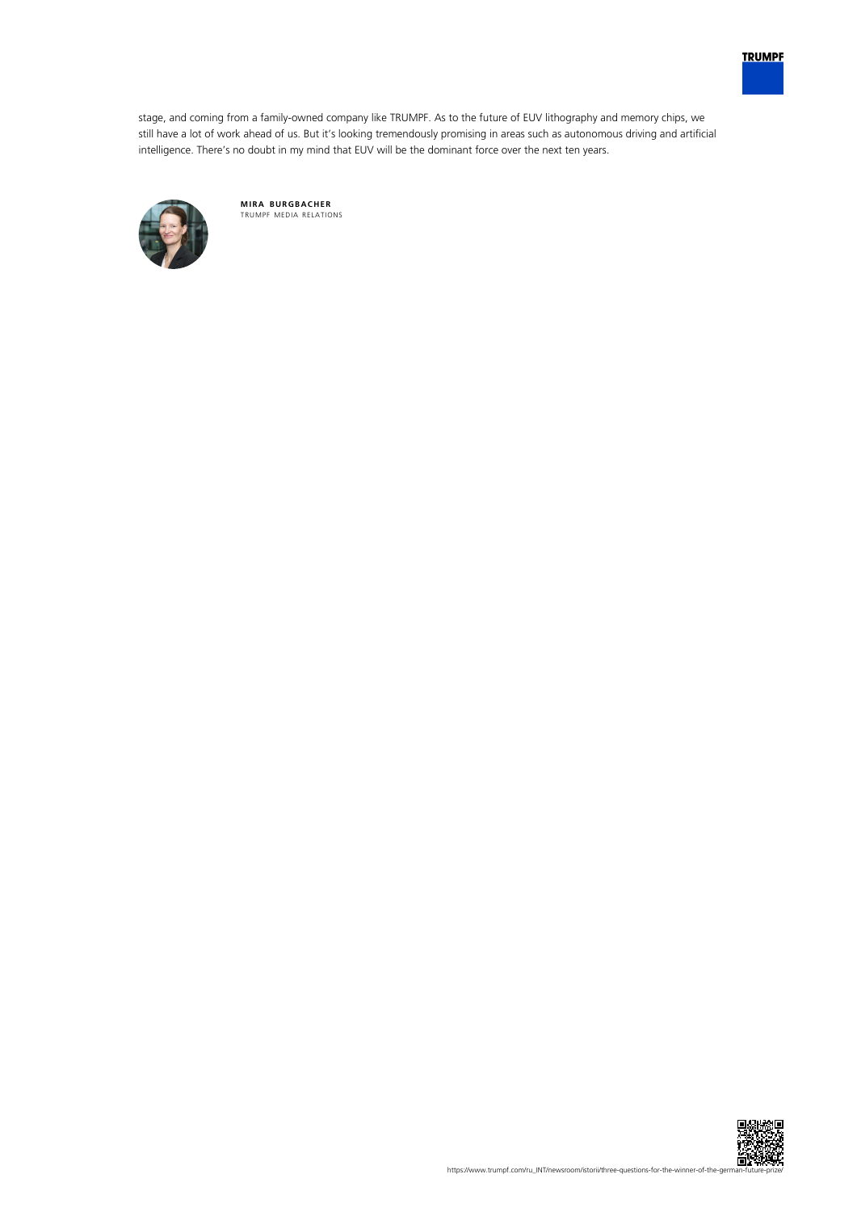stage, and coming from a family-owned company like TRUMPF. As to the future of EUV lithography and memory chips, we still have a lot of work ahead of us. But it's looking tremendously promising in areas such as autonomous driving and artificial intelligence. There's no doubt in my mind that EUV will be the dominant force over the next ten years.

**MIRA BURGBACHER**
TRUMPF MEDIA RELATIONS